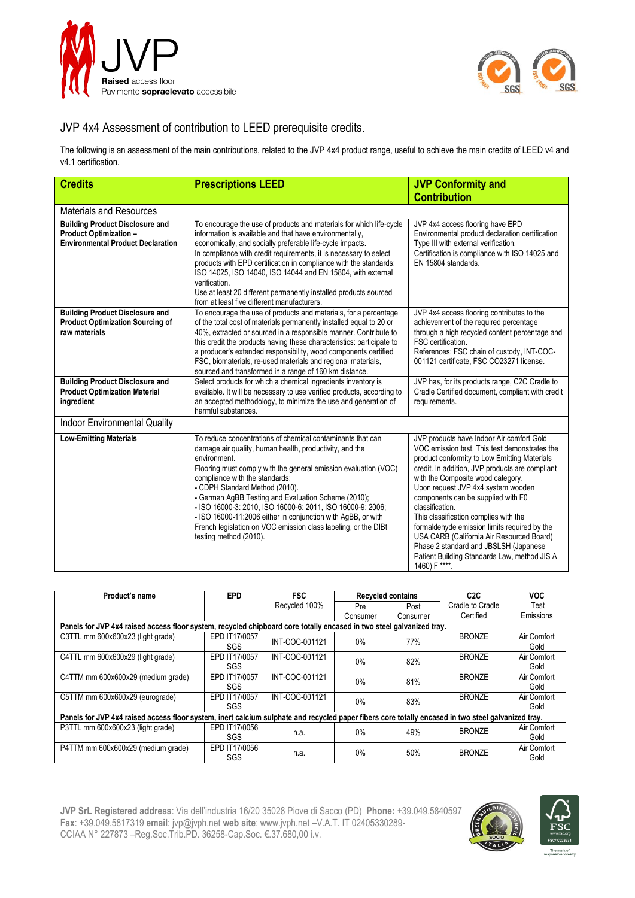JVP

**Raised** access floor
Pavimento **sopraelevato** accessibile

# JVP 4x4 Assessment of contribution to LEED prerequisite credits.

The following is an assessment of the main contributions, related to the JVP 4x4 product range, useful to achieve the main credits of LEED v4 and v4.1 certification.

| Credits | Prescriptions LEED | JVP Conformity and Contribution |
|---|---|---|
| Materials and Resources | | |
| **Building Product Disclosure and Product Optimization – Environmental Product Declaration** | To encourage the use of products and materials for which life-cycle information is available and that have environmentally, economically, and socially preferable life-cycle impacts. In compliance with credit requirements, it is necessary to select products with EPD certification in compliance with the standards: ISO 14025, ISO 14040, ISO 14044 and EN 15804, with external verification. Use at least 20 different permanently installed products sourced from at least five different manufacturers. | JVP 4x4 access flooring have EPD Environmental product declaration certification Type III with external verification. Certification is compliance with ISO 14025 and EN 15804 standards. |
| **Building Product Disclosure and Product Optimization Sourcing of raw materials** | To encourage the use of products and materials, for a percentage of the total cost of materials permanently installed equal to 20 or 40%, extracted or sourced in a responsible manner. Contribute to this credit the products having these characteristics: participate to a producer's extended responsibility, wood components certified FSC, biomaterials, re-used materials and regional materials, sourced and transformed in a range of 160 km distance. | JVP 4x4 access flooring contributes to the achievement of the required percentage through a high recycled content percentage and FSC certification. References: FSC chain of custody, INT-COC-001121 certificate, FSC CO23271 license. |
| **Building Product Disclosure and Product Optimization Material ingredient** | Select products for which a chemical ingredients inventory is available. It will be necessary to use verified products, according to an accepted methodology, to minimize the use and generation of harmful substances. | JVP has, for its products range, C2C Cradle to Cradle Certified document, compliant with credit requirements. |
| Indoor Environmental Quality | | |
| **Low-Emitting Materials** | To reduce concentrations of chemical contaminants that can damage air quality, human health, productivity, and the environment. Flooring must comply with the general emission evaluation (VOC) compliance with the standards: - CDPH Standard Method (2010). - German AgBB Testing and Evaluation Scheme (2010); - ISO 16000-3: 2010, ISO 16000-6: 2011, ISO 16000-9: 2006; - ISO 16000-11:2006 either in conjunction with AgBB, or with French legislation on VOC emission class labeling, or the DIBt testing method (2010). | JVP products have Indoor Air comfort Gold VOC emission test. This test demonstrates the product conformity to Low Emitting Materials credit. In addition, JVP products are compliant with the Composite wood category. Upon request JVP 4x4 system wooden components can be supplied with F0 classification. This classification complies with the formaldehyde emission limits required by the USA CARB (California Air Resourced Board) Phase 2 standard and JBSLSH (Japanese Patient Building Standards Law, method JIS A 1460) F ****. |

| Product's name | EPD | FSC Recycled 100% | Recycled contains | | C2C Cradle to Cradle Certified | VOC Test Emissions |
|---|---|---|---|---|---|---|
| | | | Pre Consumer | Post Consumer | | |
| **Panels for JVP 4x4 raised access floor system, recycled chipboard core totally encased in two steel galvanized tray.** | | | | | | |
| C3TTL mm 600x600x23 (light grade) | EPD IT17/0057 SGS | INT-COC-001121 | 0% | 77% | BRONZE | Air Comfort Gold |
| C4TTL mm 600x600x29 (light grade) | EPD IT17/0057 SGS | INT-COC-001121 | 0% | 82% | BRONZE | Air Comfort Gold |
| C4TTM mm 600x600x29 (medium grade) | EPD IT17/0057 SGS | INT-COC-001121 | 0% | 81% | BRONZE | Air Comfort Gold |
| C5TTM mm 600x600x29 (eurograde) | EPD IT17/0057 SGS | INT-COC-001121 | 0% | 83% | BRONZE | Air Comfort Gold |
| **Panels for JVP 4x4 raised access floor system, inert calcium sulphate and recycled paper fibers core totally encased in two steel galvanized tray.** | | | | | | |
| P3TTL mm 600x600x23 (light grade) | EPD IT17/0056 SGS | n.a. | 0% | 49% | BRONZE | Air Comfort Gold |
| P4TTM mm 600x600x29 (medium grade) | EPD IT17/0056 SGS | n.a. | 0% | 50% | BRONZE | Air Comfort Gold |

**JVP SrL Registered address**: Via dell'industria 16/20 35028 Piove di Sacco (PD) **Phone:** +39.049.5840597. **Fax**: +39.049.5817319 **email**: jvp@jvph.net **web site**: www.jvph.net –V.A.T. IT 02405330289- CCIAA N° 227873 –Reg.Soc.Trib.PD. 36258-Cap.Soc. €.37.680,00 i.v.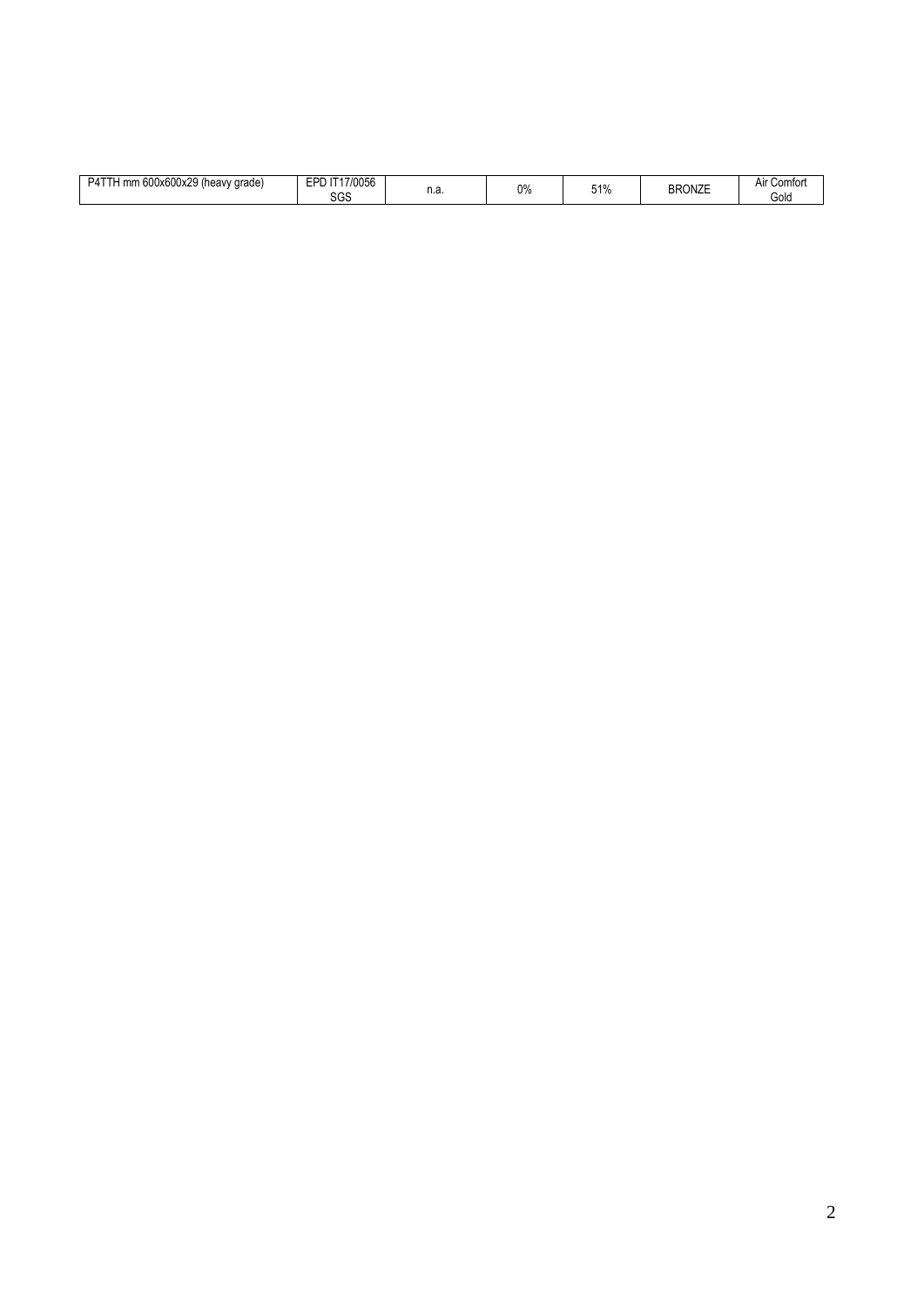| | | | | | | |
|---|---|---|---|---|---|---|
| P4TTH mm 600x600x29 (heavy grade) | EPD IT17/0056 SGS | n.a. | 0% | 51% | BRONZE | Air Comfort Gold |